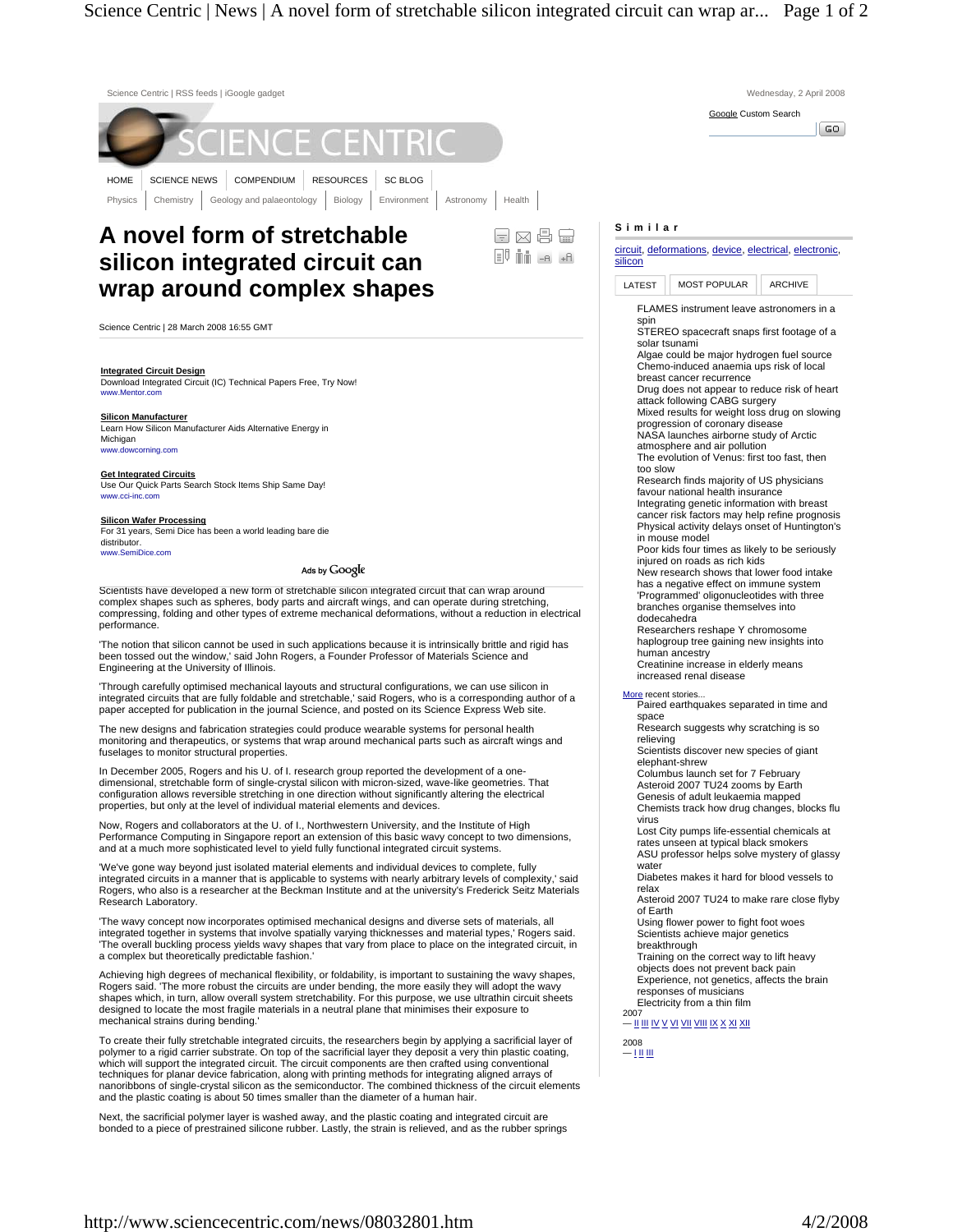Science Centric | RSS feeds | iGoogle gadget

Wednesday, 2 April 2008

Google Custom Search

HOME | SCIENCE NEWS | COMPENDIUM | RESOURCES | SC BLOG

Physics | Chemistry | Geology and palaeontology | Biology | Environment | Astronomy | Health

# A novel form of stretchable silicon integrated circuit can wrap around complex shapes

Science Centric | 28 March 2008 16:55 GMT

**Integrated Circuit Design**
Download Integrated Circuit (IC) Technical Papers Free, Try Now!
www.Mentor.com

**Silicon Manufacturer**
Learn How Silicon Manufacturer Aids Alternative Energy in Michigan
www.dowcorning.com

**Get Integrated Circuits**
Use Our Quick Parts Search Stock Items Ship Same Day!
www.cci-inc.com

**Silicon Wafer Processing**
For 31 years, Semi Dice has been a world leading bare die distributor.
www.SemiDice.com

Ads by Google

Scientists have developed a new form of stretchable silicon integrated circuit that can wrap around complex shapes such as spheres, body parts and aircraft wings, and can operate during stretching, compressing, folding and other types of extreme mechanical deformations, without a reduction in electrical performance.

'The notion that silicon cannot be used in such applications because it is intrinsically brittle and rigid has been tossed out the window,' said John Rogers, a Founder Professor of Materials Science and Engineering at the University of Illinois.

'Through carefully optimised mechanical layouts and structural configurations, we can use silicon in integrated circuits that are fully foldable and stretchable,' said Rogers, who is a corresponding author of a paper accepted for publication in the journal Science, and posted on its Science Express Web site.

The new designs and fabrication strategies could produce wearable systems for personal health monitoring and therapeutics, or systems that wrap around mechanical parts such as aircraft wings and fuselages to monitor structural properties.

In December 2005, Rogers and his U. of I. research group reported the development of a one-dimensional, stretchable form of single-crystal silicon with micron-sized, wave-like geometries. That configuration allows reversible stretching in one direction without significantly altering the electrical properties, but only at the level of individual material elements and devices.

Now, Rogers and collaborators at the U. of I., Northwestern University, and the Institute of High Performance Computing in Singapore report an extension of this basic wavy concept to two dimensions, and at a much more sophisticated level to yield fully functional integrated circuit systems.

'We've gone way beyond just isolated material elements and individual devices to complete, fully integrated circuits in a manner that is applicable to systems with nearly arbitrary levels of complexity,' said Rogers, who also is a researcher at the Beckman Institute and at the university's Frederick Seitz Materials Research Laboratory.

'The wavy concept now incorporates optimised mechanical designs and diverse sets of materials, all integrated together in systems that involve spatially varying thicknesses and material types,' Rogers said. 'The overall buckling process yields wavy shapes that vary from place to place on the integrated circuit, in a complex but theoretically predictable fashion.'

Achieving high degrees of mechanical flexibility, or foldability, is important to sustaining the wavy shapes, Rogers said. 'The more robust the circuits are under bending, the more easily they will adopt the wavy shapes which, in turn, allow overall system stretchability. For this purpose, we use ultrathin circuit sheets designed to locate the most fragile materials in a neutral plane that minimises their exposure to mechanical strains during bending.'

To create their fully stretchable integrated circuits, the researchers begin by applying a sacrificial layer of polymer to a rigid carrier substrate. On top of the sacrificial layer they deposit a very thin plastic coating, which will support the integrated circuit. The circuit components are then crafted using conventional techniques for planar device fabrication, along with printing methods for integrating aligned arrays of nanoribbons of single-crystal silicon as the semiconductor. The combined thickness of the circuit elements and the plastic coating is about 50 times smaller than the diameter of a human hair.

Next, the sacrificial polymer layer is washed away, and the plastic coating and integrated circuit are bonded to a piece of prestrained silicone rubber. Lastly, the strain is relieved, and as the rubber springs

## Similar

circuit, deformations, device, electrical, electronic, silicon

LATEST | MOST POPULAR | ARCHIVE

- FLAMES instrument leave astronomers in a spin
- STEREO spacecraft snaps first footage of a solar tsunami
- Algae could be major hydrogen fuel source
- Chemo-induced anaemia ups risk of local breast cancer recurrence
- Drug does not appear to reduce risk of heart attack following CABG surgery
- Mixed results for weight loss drug on slowing progression of coronary disease
- NASA launches airborne study of Arctic atmosphere and air pollution
- The evolution of Venus: first too fast, then too slow
- Research finds majority of US physicians favour national health insurance
- Integrating genetic information with breast cancer risk factors may help refine prognosis
- Physical activity delays onset of Huntington's in mouse model
- Poor kids four times as likely to be seriously injured on roads as rich kids
- New research shows that lower food intake has a negative effect on immune system
- 'Programmed' oligonucleotides with three branches organise themselves into dodecahedra
- Researchers reshape Y chromosome haplogroup tree gaining new insights into human ancestry
- Creatinine increase in elderly means increased renal disease

More recent stories...

- Paired earthquakes separated in time and space
- Research suggests why scratching is so relieving
- Scientists discover new species of giant elephant-shrew
- Columbus launch set for 7 February
- Asteroid 2007 TU24 zooms by Earth
- Genesis of adult leukaemia mapped
- Chemists track how drug changes, blocks flu virus
- Lost City pumps life-essential chemicals at rates unseen at typical black smokers
- ASU professor helps solve mystery of glassy water
- Diabetes makes it hard for blood vessels to relax
- Asteroid 2007 TU24 to make rare close flyby of Earth
- Using flower power to fight foot woes
- Scientists achieve major genetics breakthrough
- Training on the correct way to lift heavy objects does not prevent back pain
- Experience, not genetics, affects the brain responses of musicians
- Electricity from a thin film

2007
— II III IV V VI VII VIII IX X XI XII

2008
— I II III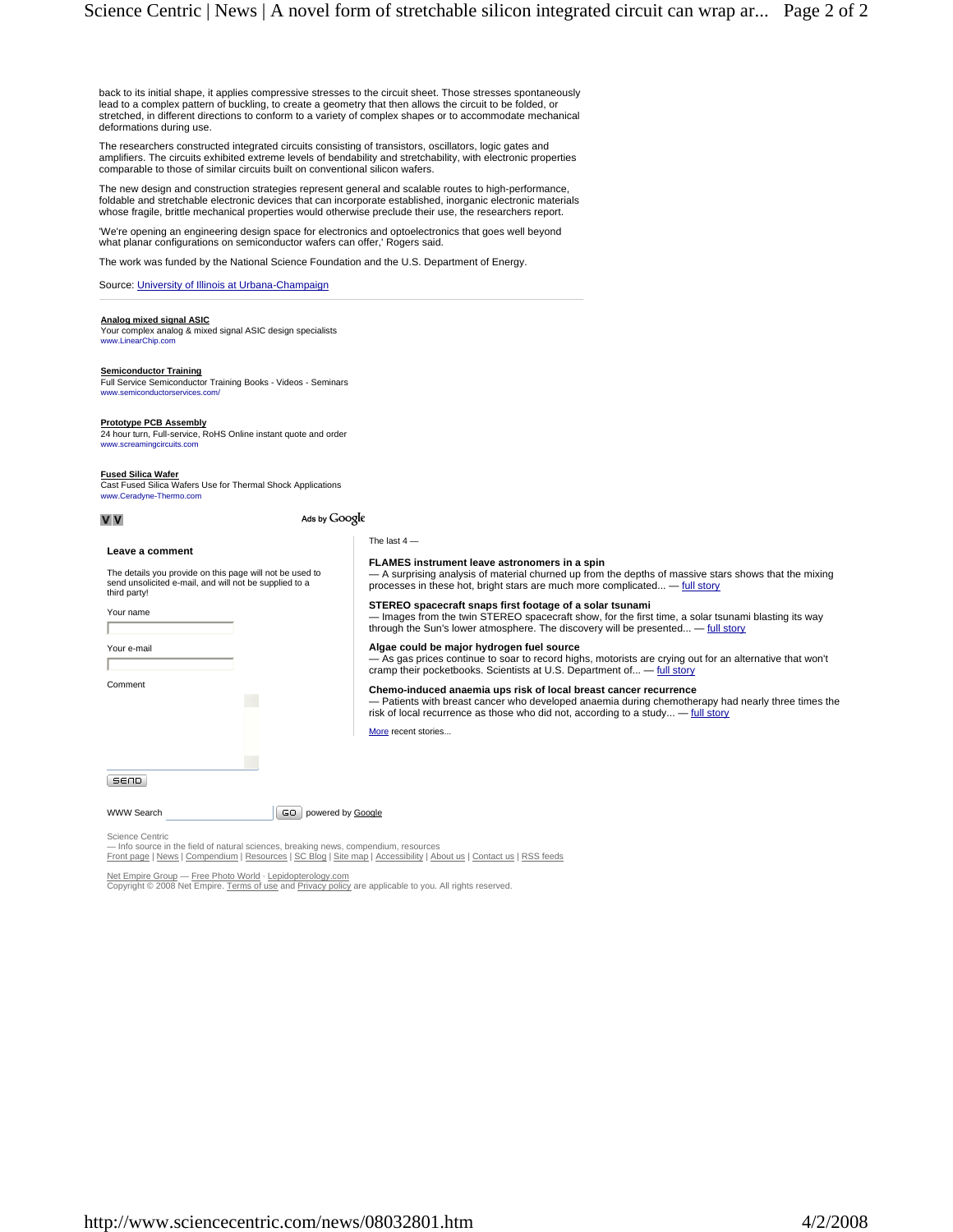back to its initial shape, it applies compressive stresses to the circuit sheet. Those stresses spontaneously lead to a complex pattern of buckling, to create a geometry that then allows the circuit to be folded, or stretched, in different directions to conform to a variety of complex shapes or to accommodate mechanical deformations during use.

The researchers constructed integrated circuits consisting of transistors, oscillators, logic gates and amplifiers. The circuits exhibited extreme levels of bendability and stretchability, with electronic properties comparable to those of similar circuits built on conventional silicon wafers.

The new design and construction strategies represent general and scalable routes to high-performance, foldable and stretchable electronic devices that can incorporate established, inorganic electronic materials whose fragile, brittle mechanical properties would otherwise preclude their use, the researchers report.

'We're opening an engineering design space for electronics and optoelectronics that goes well beyond what planar configurations on semiconductor wafers can offer,' Rogers said.

The work was funded by the National Science Foundation and the U.S. Department of Energy.

Source: University of Illinois at Urbana-Champaign

---

**Analog mixed signal ASIC**
Your complex analog & mixed signal ASIC design specialists
www.LinearChip.com

**Semiconductor Training**
Full Service Semiconductor Training Books - Videos - Seminars
www.semiconductorservices.com/

**Prototype PCB Assembly**
24 hour turn, Full-service, RoHS Online instant quote and order
www.screamingcircuits.com

**Fused Silica Wafer**
Cast Fused Silica Wafers Use for Thermal Shock Applications
www.Ceradyne-Thermo.com

Ads by Google

**Leave a comment**

The details you provide on this page will not be used to send unsolicited e-mail, and will not be supplied to a third party!

Your name

Your e-mail

Comment

SEND

The last 4 —

**FLAMES instrument leave astronomers in a spin**
— A surprising analysis of material churned up from the depths of massive stars shows that the mixing processes in these hot, bright stars are much more complicated... — full story

**STEREO spacecraft snaps first footage of a solar tsunami**
— Images from the twin STEREO spacecraft show, for the first time, a solar tsunami blasting its way through the Sun's lower atmosphere. The discovery will be presented... — full story

**Algae could be major hydrogen fuel source**
— As gas prices continue to soar to record highs, motorists are crying out for an alternative that won't cramp their pocketbooks. Scientists at U.S. Department of... — full story

**Chemo-induced anaemia ups risk of local breast cancer recurrence**
— Patients with breast cancer who developed anaemia during chemotherapy had nearly three times the risk of local recurrence as those who did not, according to a study... — full story

More recent stories...

WWW Search GO powered by Google

Science Centric
— Info source in the field of natural sciences, breaking news, compendium, resources
Front page | News | Compendium | Resources | SC Blog | Site map | Accessibility | About us | Contact us | RSS feeds

Net Empire Group — Free Photo World · Lepidopterology.com
Copyright © 2008 Net Empire. Terms of use and Privacy policy are applicable to you. All rights reserved.